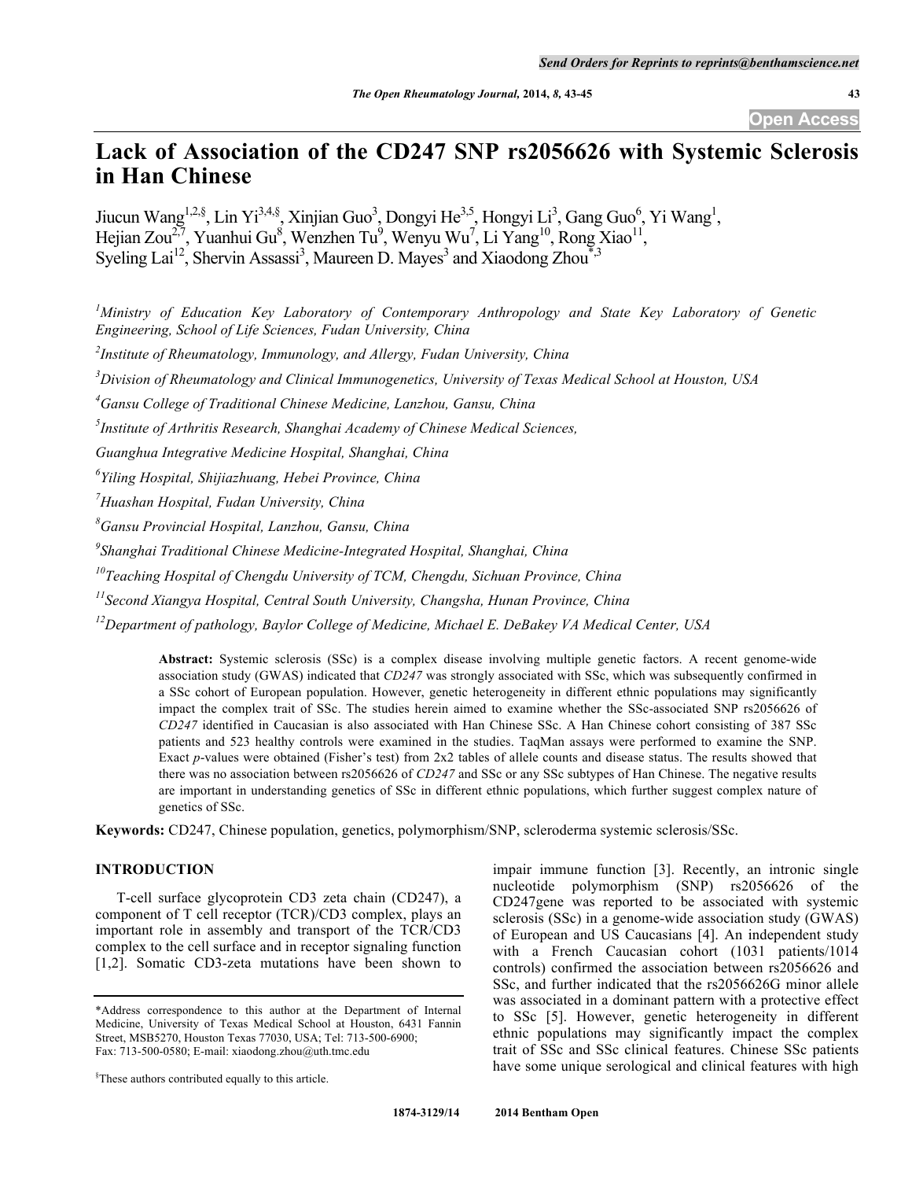# Lack of Association of the CD247 SNP rs2056626 with Systemic Sclerosis in Han Chinese

Jiucun Wang[1,2,§], Lin Yi[3,4,§], Xinjian Guo[3], Dongyi He[3,5], Hongyi Li[3], Gang Guo[6], Yi Wang[1], Hejian Zou[2,7], Yuanhui Gu[8], Wenzhen Tu[9], Wenyu Wu[7], Li Yang[10], Rong Xiao[11], Syeling Lai[12], Shervin Assassi[3], Maureen D. Mayes[3] and Xiaodong Zhou[*,3]

[1]*Ministry of Education Key Laboratory of Contemporary Anthropology and State Key Laboratory of Genetic Engineering, School of Life Sciences, Fudan University, China*

[2]*Institute of Rheumatology, Immunology, and Allergy, Fudan University, China*

[3]*Division of Rheumatology and Clinical Immunogenetics, University of Texas Medical School at Houston, USA*

[4]*Gansu College of Traditional Chinese Medicine, Lanzhou, Gansu, China*

[5]*Institute of Arthritis Research, Shanghai Academy of Chinese Medical Sciences, Guanghua Integrative Medicine Hospital, Shanghai, China*

[6]*Yiling Hospital, Shijiazhuang, Hebei Province, China*

[7]*Huashan Hospital, Fudan University, China*

[8]*Gansu Provincial Hospital, Lanzhou, Gansu, China*

[9]*Shanghai Traditional Chinese Medicine-Integrated Hospital, Shanghai, China*

[10]*Teaching Hospital of Chengdu University of TCM, Chengdu, Sichuan Province, China*

[11]*Second Xiangya Hospital, Central South University, Changsha, Hunan Province, China*

[12]*Department of pathology, Baylor College of Medicine, Michael E. DeBakey VA Medical Center, USA*

**Abstract:** Systemic sclerosis (SSc) is a complex disease involving multiple genetic factors. A recent genome-wide association study (GWAS) indicated that *CD247* was strongly associated with SSc, which was subsequently confirmed in a SSc cohort of European population. However, genetic heterogeneity in different ethnic populations may significantly impact the complex trait of SSc. The studies herein aimed to examine whether the SSc-associated SNP rs2056626 of *CD247* identified in Caucasian is also associated with Han Chinese SSc. A Han Chinese cohort consisting of 387 SSc patients and 523 healthy controls were examined in the studies. TaqMan assays were performed to examine the SNP. Exact *p*-values were obtained (Fisher's test) from 2x2 tables of allele counts and disease status. The results showed that there was no association between rs2056626 of *CD247* and SSc or any SSc subtypes of Han Chinese. The negative results are important in understanding genetics of SSc in different ethnic populations, which further suggest complex nature of genetics of SSc.

**Keywords:** CD247, Chinese population, genetics, polymorphism/SNP, scleroderma systemic sclerosis/SSc.

## INTRODUCTION

T-cell surface glycoprotein CD3 zeta chain (CD247), a component of T cell receptor (TCR)/CD3 complex, plays an important role in assembly and transport of the TCR/CD3 complex to the cell surface and in receptor signaling function [1,2]. Somatic CD3-zeta mutations have been shown to impair immune function [3]. Recently, an intronic single nucleotide polymorphism (SNP) rs2056626 of the CD247gene was reported to be associated with systemic sclerosis (SSc) in a genome-wide association study (GWAS) of European and US Caucasians [4]. An independent study with a French Caucasian cohort (1031 patients/1014 controls) confirmed the association between rs2056626 and SSc, and further indicated that the rs2056626G minor allele was associated in a dominant pattern with a protective effect to SSc [5]. However, genetic heterogeneity in different ethnic populations may significantly impact the complex trait of SSc and SSc clinical features. Chinese SSc patients have some unique serological and clinical features with high

*Address correspondence to this author at the Department of Internal Medicine, University of Texas Medical School at Houston, 6431 Fannin Street, MSB5270, Houston Texas 77030, USA; Tel: 713-500-6900; Fax: 713-500-0580; E-mail: xiaodong.zhou@uth.tmc.edu

§These authors contributed equally to this article.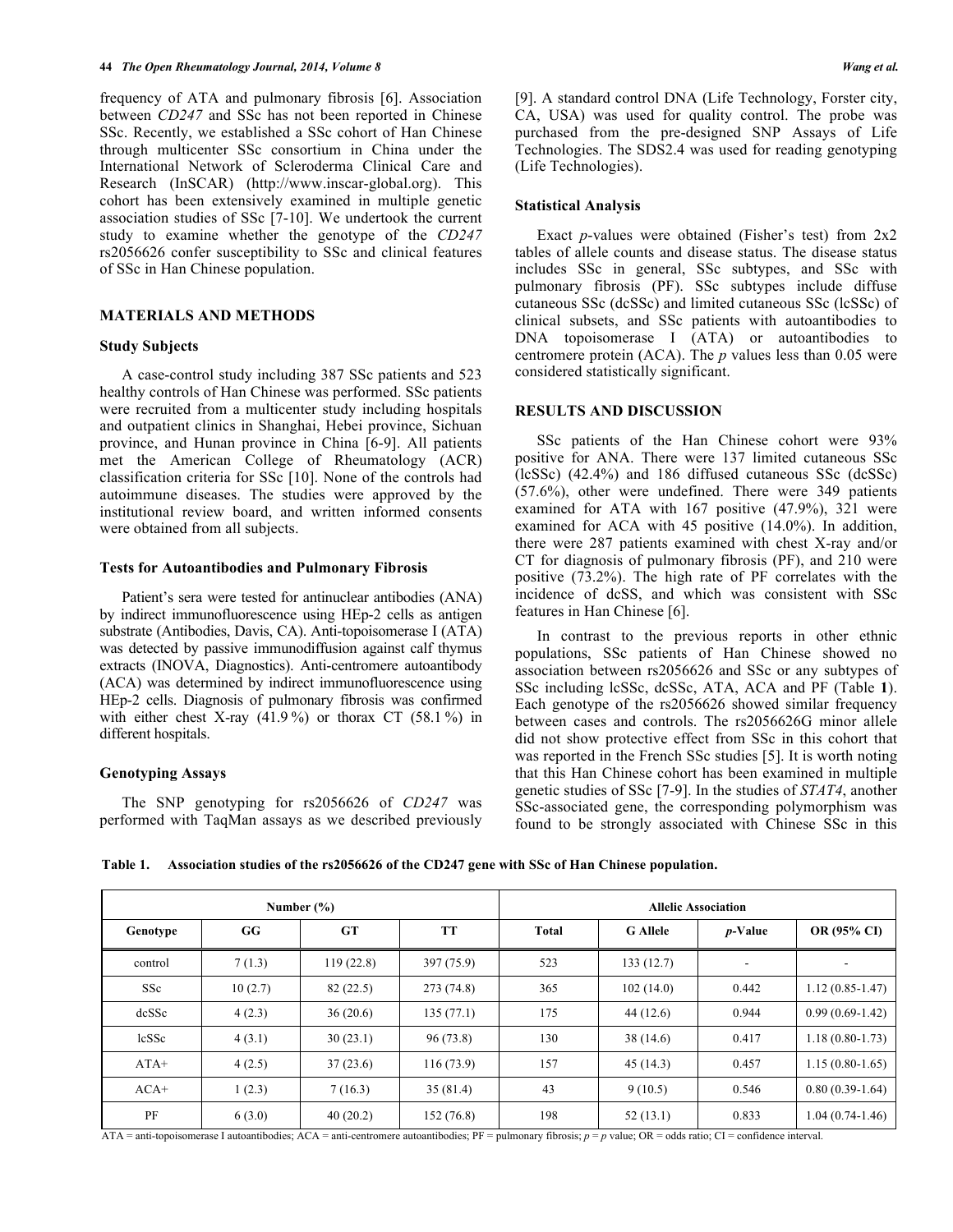frequency of ATA and pulmonary fibrosis [6]. Association between *CD247* and SSc has not been reported in Chinese SSc. Recently, we established a SSc cohort of Han Chinese through multicenter SSc consortium in China under the International Network of Scleroderma Clinical Care and Research (InSCAR) (http://www.inscar-global.org). This cohort has been extensively examined in multiple genetic association studies of SSc [7-10]. We undertook the current study to examine whether the genotype of the *CD247* rs2056626 confer susceptibility to SSc and clinical features of SSc in Han Chinese population.

## MATERIALS AND METHODS

### Study Subjects

A case-control study including 387 SSc patients and 523 healthy controls of Han Chinese was performed. SSc patients were recruited from a multicenter study including hospitals and outpatient clinics in Shanghai, Hebei province, Sichuan province, and Hunan province in China [6-9]. All patients met the American College of Rheumatology (ACR) classification criteria for SSc [10]. None of the controls had autoimmune diseases. The studies were approved by the institutional review board, and written informed consents were obtained from all subjects.

### Tests for Autoantibodies and Pulmonary Fibrosis

Patient's sera were tested for antinuclear antibodies (ANA) by indirect immunofluorescence using HEp-2 cells as antigen substrate (Antibodies, Davis, CA). Anti-topoisomerase I (ATA) was detected by passive immunodiffusion against calf thymus extracts (INOVA, Diagnostics). Anti-centromere autoantibody (ACA) was determined by indirect immunofluorescence using HEp-2 cells. Diagnosis of pulmonary fibrosis was confirmed with either chest X-ray (41.9 %) or thorax CT (58.1 %) in different hospitals.

### Genotyping Assays

The SNP genotyping for rs2056626 of *CD247* was performed with TaqMan assays as we described previously [9]. A standard control DNA (Life Technology, Forster city, CA, USA) was used for quality control. The probe was purchased from the pre-designed SNP Assays of Life Technologies. The SDS2.4 was used for reading genotyping (Life Technologies).

### Statistical Analysis

Exact *p*-values were obtained (Fisher's test) from 2x2 tables of allele counts and disease status. The disease status includes SSc in general, SSc subtypes, and SSc with pulmonary fibrosis (PF). SSc subtypes include diffuse cutaneous SSc (dcSSc) and limited cutaneous SSc (lcSSc) of clinical subsets, and SSc patients with autoantibodies to DNA topoisomerase I (ATA) or autoantibodies to centromere protein (ACA). The *p* values less than 0.05 were considered statistically significant.

## RESULTS AND DISCUSSION

SSc patients of the Han Chinese cohort were 93% positive for ANA. There were 137 limited cutaneous SSc (lcSSc) (42.4%) and 186 diffused cutaneous SSc (dcSSc) (57.6%), other were undefined. There were 349 patients examined for ATA with 167 positive (47.9%), 321 were examined for ACA with 45 positive (14.0%). In addition, there were 287 patients examined with chest X-ray and/or CT for diagnosis of pulmonary fibrosis (PF), and 210 were positive (73.2%). The high rate of PF correlates with the incidence of dcSS, and which was consistent with SSc features in Han Chinese [6].

In contrast to the previous reports in other ethnic populations, SSc patients of Han Chinese showed no association between rs2056626 and SSc or any subtypes of SSc including lcSSc, dcSSc, ATA, ACA and PF (Table **1**). Each genotype of the rs2056626 showed similar frequency between cases and controls. The rs2056626G minor allele did not show protective effect from SSc in this cohort that was reported in the French SSc studies [5]. It is worth noting that this Han Chinese cohort has been examined in multiple genetic studies of SSc [7-9]. In the studies of *STAT4*, another SSc-associated gene, the corresponding polymorphism was found to be strongly associated with Chinese SSc in this

**Table 1. Association studies of the rs2056626 of the CD247 gene with SSc of Han Chinese population.**

| Number (%) | | | | Allelic Association | | | |
|---|---|---|---|---|---|---|---|
| **Genotype** | **GG** | **GT** | **TT** | **Total** | **G Allele** | ***p*-Value** | **OR (95% CI)** |
| control | 7 (1.3) | 119 (22.8) | 397 (75.9) | 523 | 133 (12.7) | - | - |
| SSc | 10 (2.7) | 82 (22.5) | 273 (74.8) | 365 | 102 (14.0) | 0.442 | 1.12 (0.85-1.47) |
| dcSSc | 4 (2.3) | 36 (20.6) | 135 (77.1) | 175 | 44 (12.6) | 0.944 | 0.99 (0.69-1.42) |
| lcSSc | 4 (3.1) | 30 (23.1) | 96 (73.8) | 130 | 38 (14.6) | 0.417 | 1.18 (0.80-1.73) |
| ATA+ | 4 (2.5) | 37 (23.6) | 116 (73.9) | 157 | 45 (14.3) | 0.457 | 1.15 (0.80-1.65) |
| ACA+ | 1 (2.3) | 7 (16.3) | 35 (81.4) | 43 | 9 (10.5) | 0.546 | 0.80 (0.39-1.64) |
| PF | 6 (3.0) | 40 (20.2) | 152 (76.8) | 198 | 52 (13.1) | 0.833 | 1.04 (0.74-1.46) |

ATA = anti-topoisomerase I autoantibodies; ACA = anti-centromere autoantibodies; PF = pulmonary fibrosis; *p* = *p* value; OR = odds ratio; CI = confidence interval.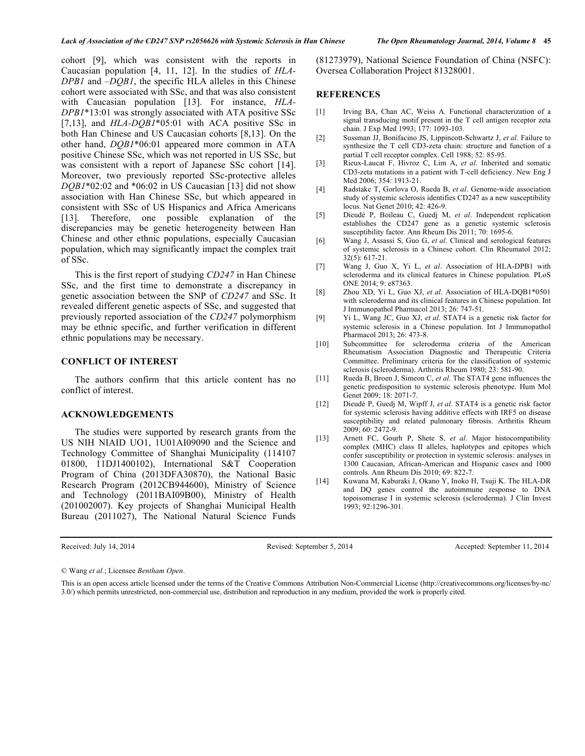cohort [9], which was consistent with the reports in Caucasian population [4, 11, 12]. In the studies of *HLA-DPB1* and *–DQB1*, the specific HLA alleles in this Chinese cohort were associated with SSc, and that was also consistent with Caucasian population [13]. For instance, *HLA-DPB1*\*13:01 was strongly associated with ATA positive SSc [7,13], and *HLA-DQB1*\*05:01 with ACA positive SSc in both Han Chinese and US Caucasian cohorts [8,13]. On the other hand, *DQB1*\*06:01 appeared more common in ATA positive Chinese SSc, which was not reported in US SSc, but was consistent with a report of Japanese SSc cohort [14]. Moreover, two previously reported SSc-protective alleles *DQB1*\*02:02 and \*06:02 in US Caucasian [13] did not show association with Han Chinese SSc, but which appeared in consistent with SSc of US Hispanics and Africa Americans [13]. Therefore, one possible explanation of the discrepancies may be genetic heterogeneity between Han Chinese and other ethnic populations, especially Caucasian population, which may significantly impact the complex trait of SSc.

This is the first report of studying *CD247* in Han Chinese SSc, and the first time to demonstrate a discrepancy in genetic association between the SNP of *CD247* and SSc. It revealed different genetic aspects of SSc, and suggested that previously reported association of the *CD247* polymorphism may be ethnic specific, and further verification in different ethnic populations may be necessary.

## CONFLICT OF INTEREST

The authors confirm that this article content has no conflict of interest.

## ACKNOWLEDGEMENTS

The studies were supported by research grants from the US NIH NIAID UO1, 1U01AI09090 and the Science and Technology Committee of Shanghai Municipality (114107 01800, 11DJ1400102), International S&T Cooperation Program of China (2013DFA30870), the National Basic Research Program (2012CB944600), Ministry of Science and Technology (2011BAI09B00), Ministry of Health (201002007). Key projects of Shanghai Municipal Health Bureau (2011027), The National Natural Science Funds (81273979), National Science Foundation of China (NSFC): Oversea Collaboration Project 81328001.

## REFERENCES

[1] Irving BA, Chan AC, Weiss A. Functional characterization of a signal transducing motif present in the T cell antigen receptor zeta chain. J Exp Med 1993; 177: 1093-103.

[2] Sussman JJ, Bonifacino JS, Lippincott-Schwartz J, *et al*. Failure to synthesize the T cell CD3-zeta chain: structure and function of a partial T cell receptor complex. Cell 1988; 52: 85-95.

[3] Rieux-Laucat F, Hivroz C, Lim A, *et al*. Inherited and somatic CD3-zeta mutations in a patient with T-cell deficiency. New Eng J Med 2006; 354: 1913-21.

[4] Radstake T, Gorlova O, Rueda B, *et al*. Genome-wide association study of systemic sclerosis identifies CD247 as a new susceptibility locus. Nat Genet 2010; 42: 426-9.

[5] Dieudé P, Boileau C, Guedj M, *et al*. Independent replication establishes the CD247 gene as a genetic systemic sclerosis susceptibility factor. Ann Rheum Dis 2011; 70: 1695-6.

[6] Wang J, Assassi S, Guo G, *et al*. Clinical and serological features of systemic sclerosis in a Chinese cohort. Clin Rheumatol 2012; 32(5): 617-21.

[7] Wang J, Guo X, Yi L, *et al*. Association of HLA-DPB1 with scleroderma and its clinical features in Chinese population. PLoS ONE 2014; 9: e87363.

[8] Zhou XD, Yi L, Guo XJ, *et al*. Association of HLA-DQB1\*0501 with scleroderma and its clinical features in Chinese population. Int J Immunopathol Pharmacol 2013; 26: 747-51.

[9] Yi L, Wang JC, Guo XJ, *et al*. STAT4 is a genetic risk factor for systemic sclerosis in a Chinese population. Int J Immunopathol Pharmacol 2013; 26: 473-8.

[10] Subcommittee for scleroderma criteria of the American Rheumatism Association Diagnostic and Therapeutic Criteria Committee. Preliminary criteria for the classification of systemic sclerosis (scleroderma). Arthritis Rheum 1980; 23: 581-90.

[11] Rueda B, Broen J, Simeon C, *et al*. The STAT4 gene influences the genetic predisposition to systemic sclerosis phenotype. Hum Mol Genet 2009; 18: 2071-7.

[12] Dieudé P, Guedj M, Wipff J, *et al*. STAT4 is a genetic risk factor for systemic sclerosis having additive effects with IRF5 on disease susceptibility and related pulmonary fibrosis. Arthritis Rheum 2009; 60: 2472-9.

[13] Arnett FC, Gourh P, Shete S, *et al*. Major histocompatibility complex (MHC) class II alleles, haplotypes and epitopes which confer susceptibility or protection in systemic sclerosis: analyses in 1300 Caucasian, African-American and Hispanic cases and 1000 controls. Ann Rheum Dis 2010; 69: 822-7.

[14] Kuwana M, Kaburaki J, Okano Y, Inoko H, Tsuji K. The HLA-DR and DQ genes control the autoimmune response to DNA topoisomerase I in systemic sclerosis (scleroderma). J Clin Invest 1993; 92:1296-301.

Received: July 14, 2014 Revised: September 5, 2014 Accepted: September 11, 2014

© Wang *et al.*; Licensee *Bentham Open*.

This is an open access article licensed under the terms of the Creative Commons Attribution Non-Commercial License (http://creativecommons.org/licenses/by-nc/3.0/) which permits unrestricted, non-commercial use, distribution and reproduction in any medium, provided the work is properly cited.